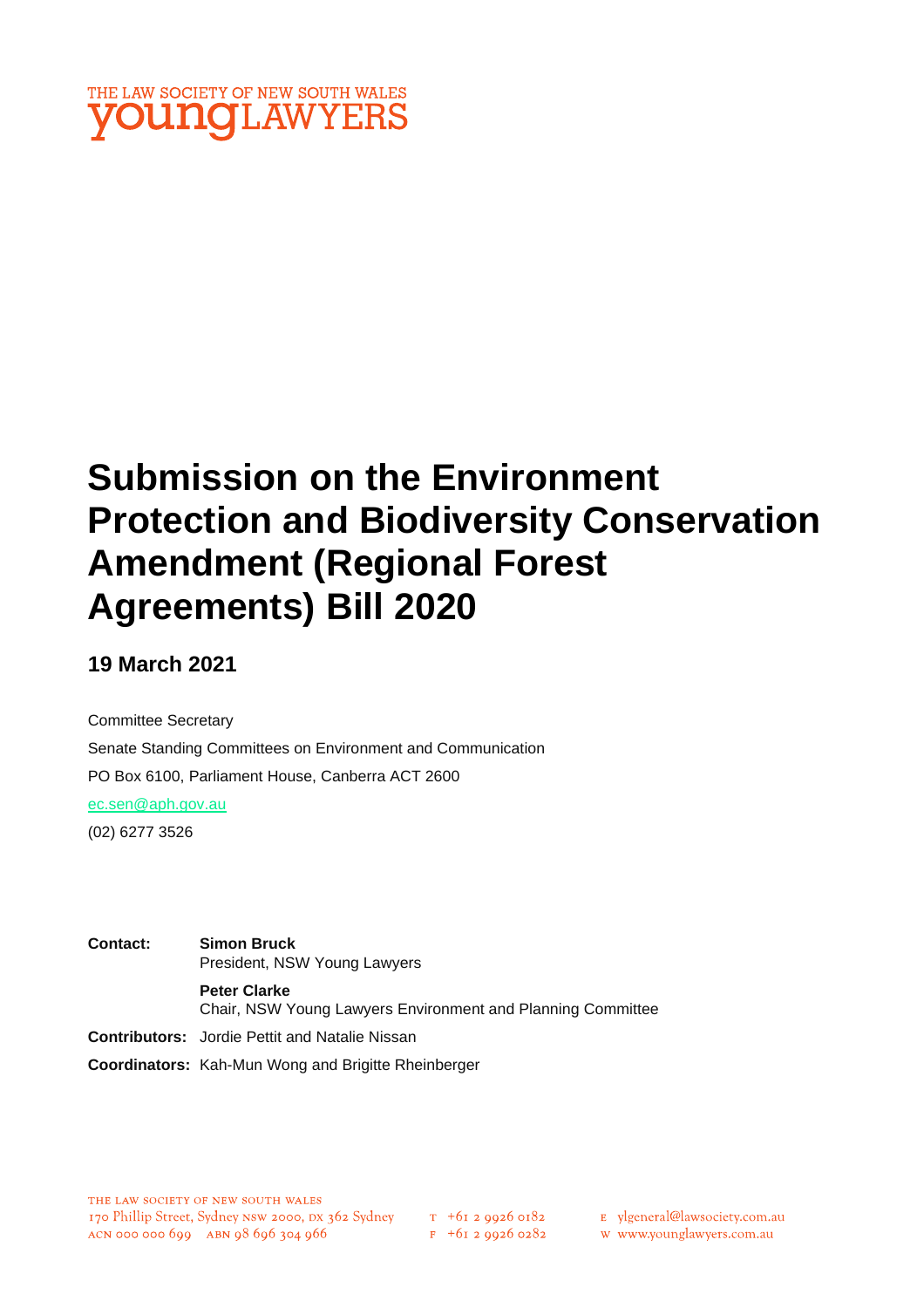THE LAW SOCIETY OF NEW SOUTH WALES
**youngLAWYERS**

# Submission on the Environment Protection and Biodiversity Conservation Amendment (Regional Forest Agreements) Bill 2020

## 19 March 2021

Committee Secretary

Senate Standing Committees on Environment and Communication

PO Box 6100, Parliament House, Canberra ACT 2600

ec.sen@aph.gov.au

(02) 6277 3526

**Contact:** **Simon Bruck**
President, NSW Young Lawyers

**Peter Clarke**
Chair, NSW Young Lawyers Environment and Planning Committee

**Contributors:** Jordie Pettit and Natalie Nissan

**Coordinators:** Kah-Mun Wong and Brigitte Rheinberger

THE LAW SOCIETY OF NEW SOUTH WALES
170 Phillip Street, Sydney NSW 2000, DX 362 Sydney
ACN 000 000 699 ABN 98 696 304 966
T +61 2 9926 0182
F +61 2 9926 0282
E ylgeneral@lawsociety.com.au
W www.younglawyers.com.au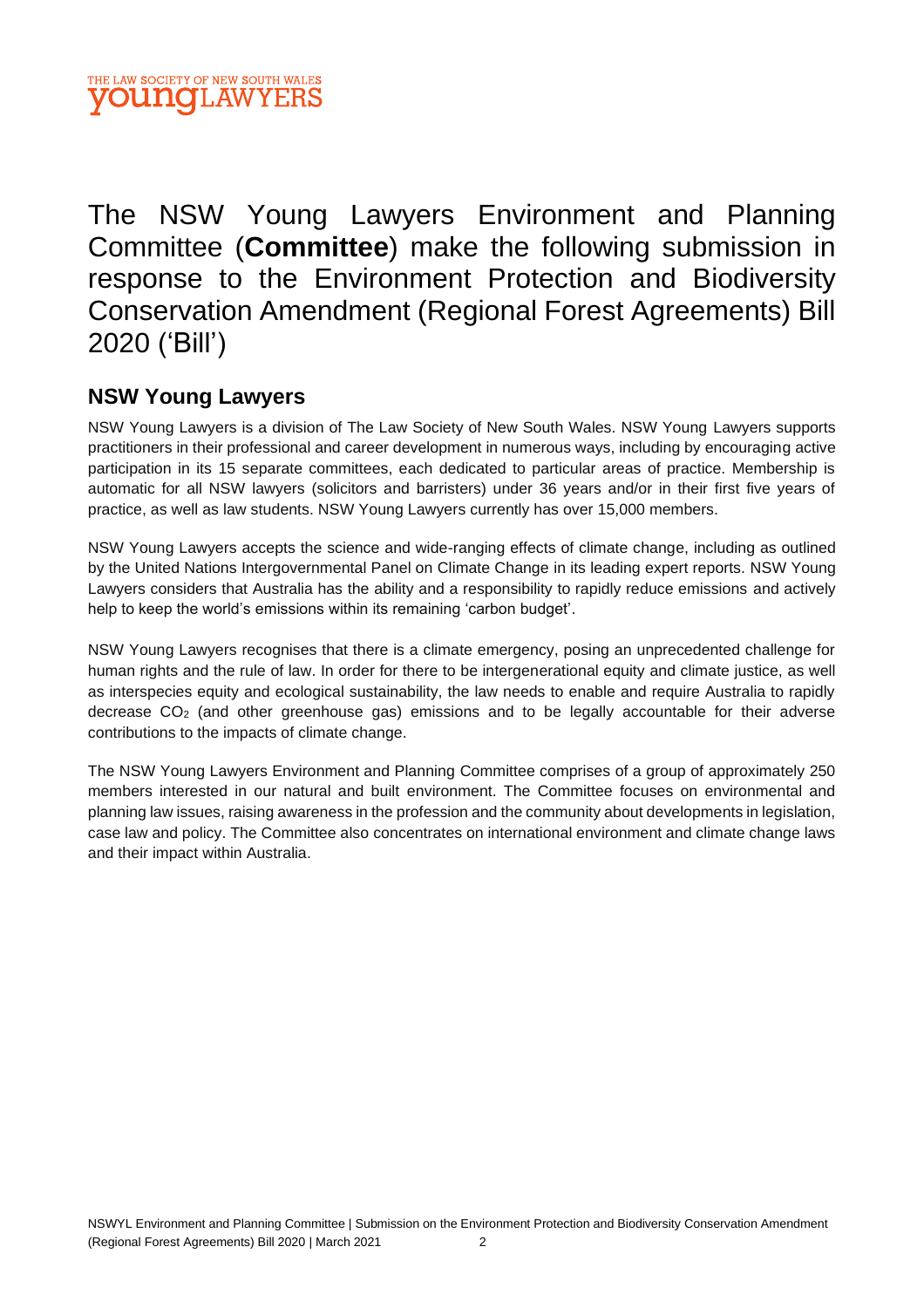The NSW Young Lawyers Environment and Planning Committee (**Committee**) make the following submission in response to the Environment Protection and Biodiversity Conservation Amendment (Regional Forest Agreements) Bill 2020 ('Bill')

## NSW Young Lawyers

NSW Young Lawyers is a division of The Law Society of New South Wales. NSW Young Lawyers supports practitioners in their professional and career development in numerous ways, including by encouraging active participation in its 15 separate committees, each dedicated to particular areas of practice. Membership is automatic for all NSW lawyers (solicitors and barristers) under 36 years and/or in their first five years of practice, as well as law students. NSW Young Lawyers currently has over 15,000 members.

NSW Young Lawyers accepts the science and wide-ranging effects of climate change, including as outlined by the United Nations Intergovernmental Panel on Climate Change in its leading expert reports. NSW Young Lawyers considers that Australia has the ability and a responsibility to rapidly reduce emissions and actively help to keep the world's emissions within its remaining 'carbon budget'.

NSW Young Lawyers recognises that there is a climate emergency, posing an unprecedented challenge for human rights and the rule of law. In order for there to be intergenerational equity and climate justice, as well as interspecies equity and ecological sustainability, the law needs to enable and require Australia to rapidly decrease $CO_2$ (and other greenhouse gas) emissions and to be legally accountable for their adverse contributions to the impacts of climate change.

The NSW Young Lawyers Environment and Planning Committee comprises of a group of approximately 250 members interested in our natural and built environment. The Committee focuses on environmental and planning law issues, raising awareness in the profession and the community about developments in legislation, case law and policy. The Committee also concentrates on international environment and climate change laws and their impact within Australia.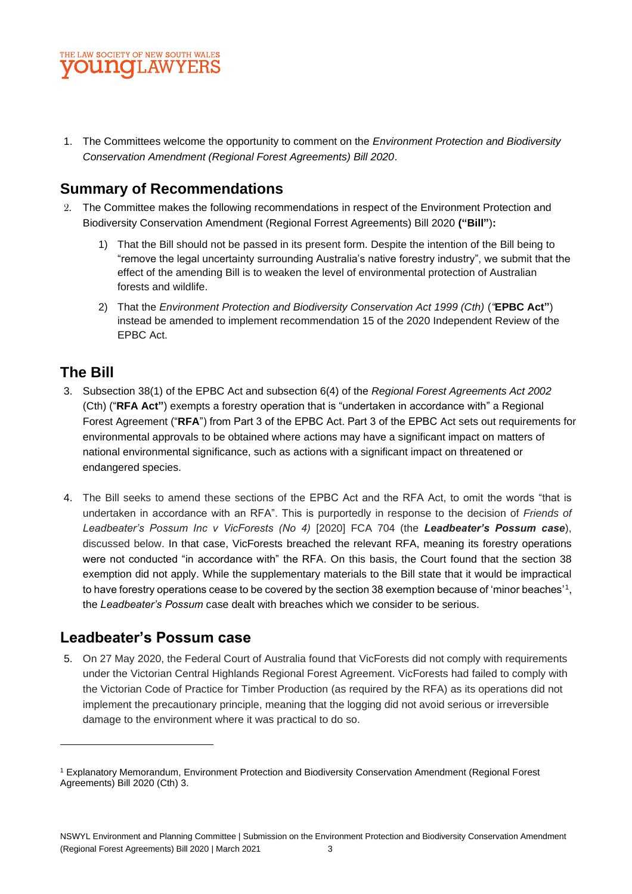1. The Committees welcome the opportunity to comment on the *Environment Protection and Biodiversity Conservation Amendment (Regional Forest Agreements) Bill 2020*.

## Summary of Recommendations

2. The Committee makes the following recommendations in respect of the Environment Protection and Biodiversity Conservation Amendment (Regional Forrest Agreements) Bill 2020 **("Bill")**:

   1) That the Bill should not be passed in its present form. Despite the intention of the Bill being to "remove the legal uncertainty surrounding Australia's native forestry industry", we submit that the effect of the amending Bill is to weaken the level of environmental protection of Australian forests and wildlife.

   2) That the *Environment Protection and Biodiversity Conservation Act 1999 (Cth)* (*"***EPBC Act"**) instead be amended to implement recommendation 15 of the 2020 Independent Review of the EPBC Act.

## The Bill

3. Subsection 38(1) of the EPBC Act and subsection 6(4) of the *Regional Forest Agreements Act 2002* (Cth) ("**RFA Act"**) exempts a forestry operation that is "undertaken in accordance with" a Regional Forest Agreement ("**RFA**") from Part 3 of the EPBC Act. Part 3 of the EPBC Act sets out requirements for environmental approvals to be obtained where actions may have a significant impact on matters of national environmental significance, such as actions with a significant impact on threatened or endangered species.

4. The Bill seeks to amend these sections of the EPBC Act and the RFA Act, to omit the words "that is undertaken in accordance with an RFA". This is purportedly in response to the decision of *Friends of Leadbeater's Possum Inc v VicForests (No 4)* [2020] FCA 704 (the ***Leadbeater's Possum case***), discussed below. In that case, VicForests breached the relevant RFA, meaning its forestry operations were not conducted "in accordance with" the RFA. On this basis, the Court found that the section 38 exemption did not apply. While the supplementary materials to the Bill state that it would be impractical to have forestry operations cease to be covered by the section 38 exemption because of 'minor beaches'[1], the *Leadbeater's Possum* case dealt with breaches which we consider to be serious.

## Leadbeater's Possum case

5. On 27 May 2020, the Federal Court of Australia found that VicForests did not comply with requirements under the Victorian Central Highlands Regional Forest Agreement. VicForests had failed to comply with the Victorian Code of Practice for Timber Production (as required by the RFA) as its operations did not implement the precautionary principle, meaning that the logging did not avoid serious or irreversible damage to the environment where it was practical to do so.

---

[1] Explanatory Memorandum, Environment Protection and Biodiversity Conservation Amendment (Regional Forest Agreements) Bill 2020 (Cth) 3.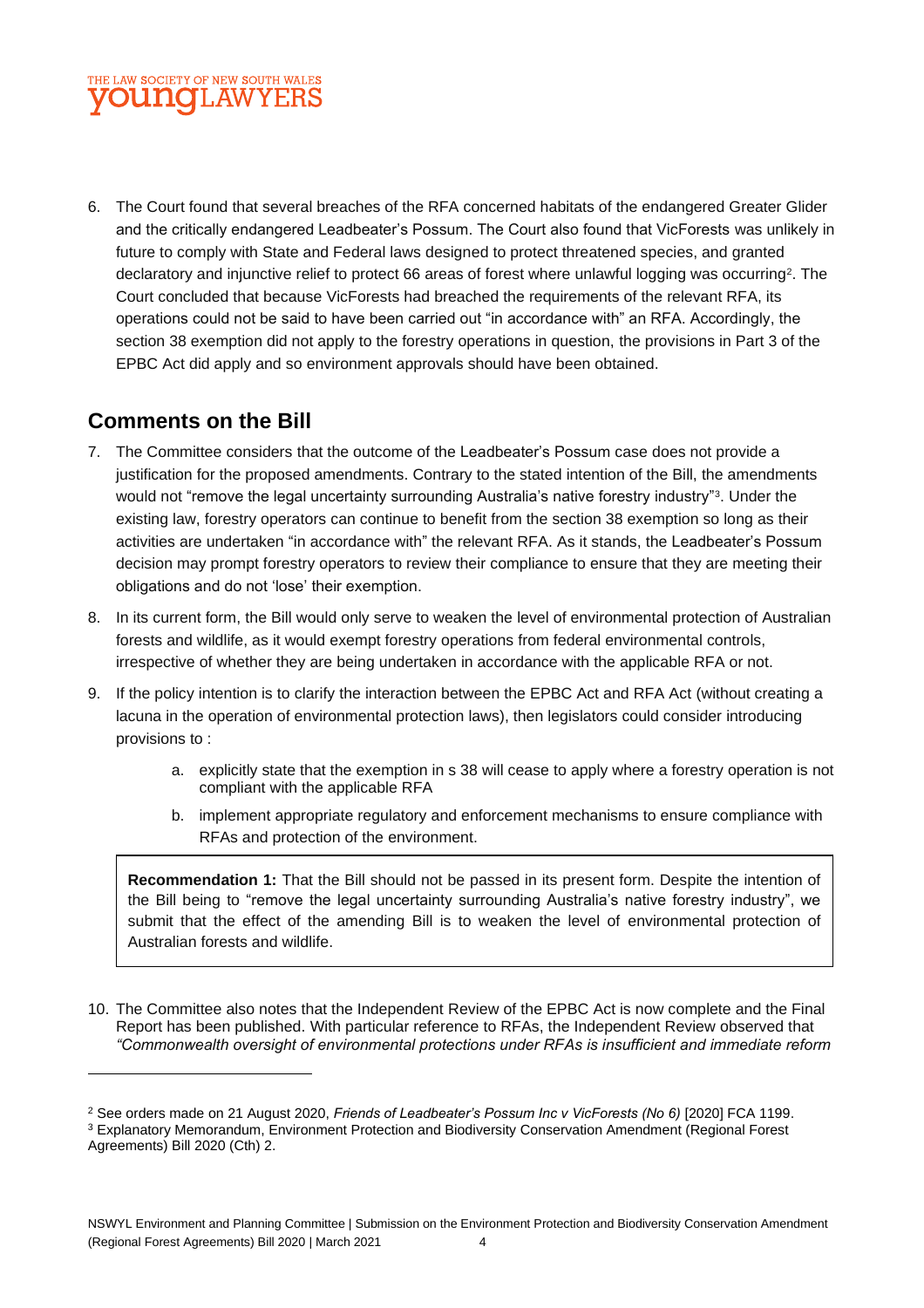6. The Court found that several breaches of the RFA concerned habitats of the endangered Greater Glider and the critically endangered Leadbeater's Possum. The Court also found that VicForests was unlikely in future to comply with State and Federal laws designed to protect threatened species, and granted declaratory and injunctive relief to protect 66 areas of forest where unlawful logging was occurring[2]. The Court concluded that because VicForests had breached the requirements of the relevant RFA, its operations could not be said to have been carried out "in accordance with" an RFA. Accordingly, the section 38 exemption did not apply to the forestry operations in question, the provisions in Part 3 of the EPBC Act did apply and so environment approvals should have been obtained.

## Comments on the Bill

7. The Committee considers that the outcome of the Leadbeater's Possum case does not provide a justification for the proposed amendments. Contrary to the stated intention of the Bill, the amendments would not "remove the legal uncertainty surrounding Australia's native forestry industry"[3]. Under the existing law, forestry operators can continue to benefit from the section 38 exemption so long as their activities are undertaken "in accordance with" the relevant RFA. As it stands, the Leadbeater's Possum decision may prompt forestry operators to review their compliance to ensure that they are meeting their obligations and do not 'lose' their exemption.

8. In its current form, the Bill would only serve to weaken the level of environmental protection of Australian forests and wildlife, as it would exempt forestry operations from federal environmental controls, irrespective of whether they are being undertaken in accordance with the applicable RFA or not.

9. If the policy intention is to clarify the interaction between the EPBC Act and RFA Act (without creating a lacuna in the operation of environmental protection laws), then legislators could consider introducing provisions to :

    a. explicitly state that the exemption in s 38 will cease to apply where a forestry operation is not compliant with the applicable RFA

    b. implement appropriate regulatory and enforcement mechanisms to ensure compliance with RFAs and protection of the environment.

> **Recommendation 1:** That the Bill should not be passed in its present form. Despite the intention of the Bill being to "remove the legal uncertainty surrounding Australia's native forestry industry", we submit that the effect of the amending Bill is to weaken the level of environmental protection of Australian forests and wildlife.

10. The Committee also notes that the Independent Review of the EPBC Act is now complete and the Final Report has been published. With particular reference to RFAs, the Independent Review observed that *"Commonwealth oversight of environmental protections under RFAs is insufficient and immediate reform*

---

[2] See orders made on 21 August 2020, *Friends of Leadbeater's Possum Inc v VicForests (No 6)* [2020] FCA 1199.

[3] Explanatory Memorandum, Environment Protection and Biodiversity Conservation Amendment (Regional Forest Agreements) Bill 2020 (Cth) 2.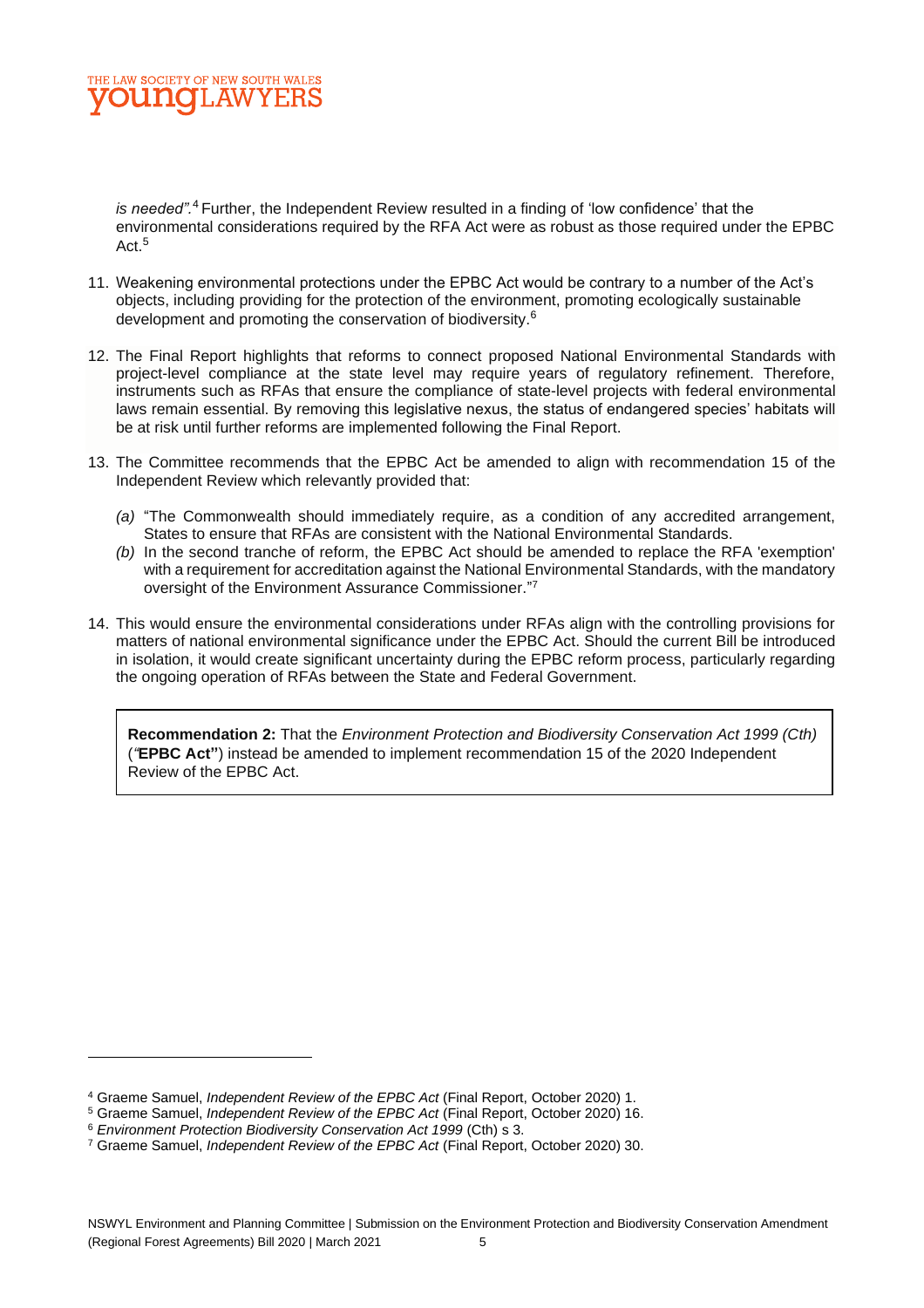*is needed".*[4] Further, the Independent Review resulted in a finding of 'low confidence' that the environmental considerations required by the RFA Act were as robust as those required under the EPBC Act.[5]

11. Weakening environmental protections under the EPBC Act would be contrary to a number of the Act's objects, including providing for the protection of the environment, promoting ecologically sustainable development and promoting the conservation of biodiversity.[6]

12. The Final Report highlights that reforms to connect proposed National Environmental Standards with project-level compliance at the state level may require years of regulatory refinement. Therefore, instruments such as RFAs that ensure the compliance of state-level projects with federal environmental laws remain essential. By removing this legislative nexus, the status of endangered species' habitats will be at risk until further reforms are implemented following the Final Report.

13. The Committee recommends that the EPBC Act be amended to align with recommendation 15 of the Independent Review which relevantly provided that:

    *(a)* "The Commonwealth should immediately require, as a condition of any accredited arrangement, States to ensure that RFAs are consistent with the National Environmental Standards.

    *(b)* In the second tranche of reform, the EPBC Act should be amended to replace the RFA 'exemption' with a requirement for accreditation against the National Environmental Standards, with the mandatory oversight of the Environment Assurance Commissioner."[7]

14. This would ensure the environmental considerations under RFAs align with the controlling provisions for matters of national environmental significance under the EPBC Act. Should the current Bill be introduced in isolation, it would create significant uncertainty during the EPBC reform process, particularly regarding the ongoing operation of RFAs between the State and Federal Government.

> **Recommendation 2:** That the *Environment Protection and Biodiversity Conservation Act 1999 (Cth)* (*"***EPBC Act"**) instead be amended to implement recommendation 15 of the 2020 Independent Review of the EPBC Act.

---

[4] Graeme Samuel, *Independent Review of the EPBC Act* (Final Report, October 2020) 1.

[5] Graeme Samuel, *Independent Review of the EPBC Act* (Final Report, October 2020) 16.

[6] *Environment Protection Biodiversity Conservation Act 1999* (Cth) s 3.

[7] Graeme Samuel, *Independent Review of the EPBC Act* (Final Report, October 2020) 30.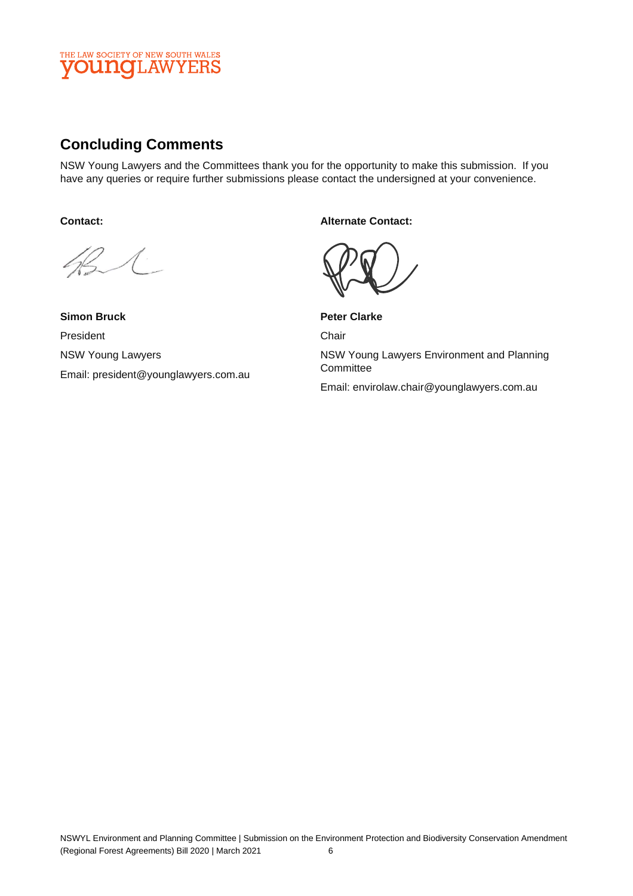## Concluding Comments

NSW Young Lawyers and the Committees thank you for the opportunity to make this submission. If you have any queries or require further submissions please contact the undersigned at your convenience.

**Contact:**

**Simon Bruck**

President

NSW Young Lawyers

Email: president@younglawyers.com.au

**Alternate Contact:**

**Peter Clarke**

Chair

NSW Young Lawyers Environment and Planning Committee

Email: envirolaw.chair@younglawyers.com.au